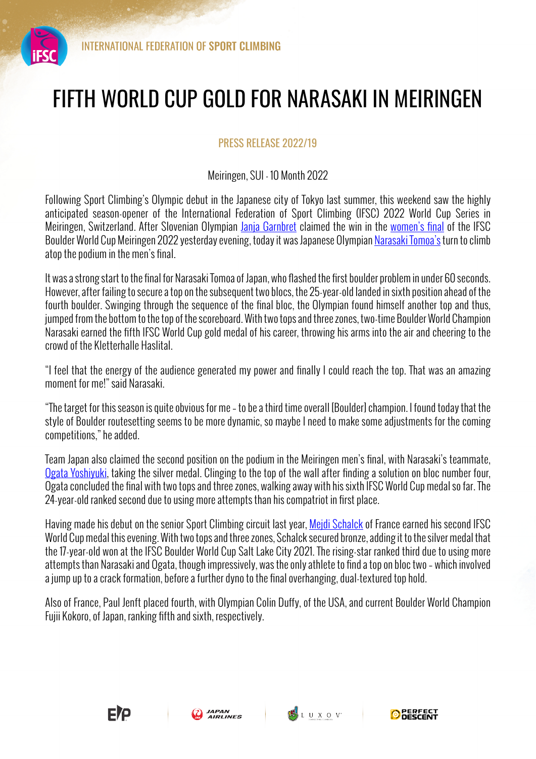INTERNATIONAL FEDERATION OF **SPORT CLIMBING**

# FIFTH WORLD CUP GOLD FOR NARASAKI IN MEIRINGEN

PRESS RELEASE 2022/19

Meiringen, SUI - 10 Month 2022

Following Sport Climbing's Olympic debut in the Japanese city of Tokyo last summer, this weekend saw the highly anticipated season-opener of the International Federation of Sport Climbing (IFSC) 2022 World Cup Series in Meiringen, Switzerland. After Slovenian Olympian Janja Garnbret claimed the win in the women's final of the IFSC Boulder World Cup Meiringen 2022 yesterday evening, today it was Japanese Olympian Narasaki Tomoa's turn to climb atop the podium in the men's final.

It was a strong start to the final for Narasaki Tomoa of Japan, who flashed the first boulder problem in under 60 seconds. However, after failing to secure a top on the subsequent two blocs, the 25-year-old landed in sixth position ahead of the fourth boulder. Swinging through the sequence of the final bloc, the Olympian found himself another top and thus, jumped from the bottom to the top of the scoreboard. With two tops and three zones, two-time Boulder World Champion Narasaki earned the fifth IFSC World Cup gold medal of his career, throwing his arms into the air and cheering to the crowd of the Kletterhalle Haslital.

"I feel that the energy of the audience generated my power and finally I could reach the top. That was an amazing moment for me!" said Narasaki.

"The target for this season is quite obvious for me – to be a third time overall [Boulder] champion. I found today that the style of Boulder routesetting seems to be more dynamic, so maybe I need to make some adjustments for the coming competitions," he added.

Team Japan also claimed the second position on the podium in the Meiringen men's final, with Narasaki's teammate, Ogata Yoshiyuki, taking the silver medal. Clinging to the top of the wall after finding a solution on bloc number four, Ogata concluded the final with two tops and three zones, walking away with his sixth IFSC World Cup medal so far. The 24-year-old ranked second due to using more attempts than his compatriot in first place.

Having made his debut on the senior Sport Climbing circuit last year, Mejdi Schalck of France earned his second IFSC World Cup medal this evening. With two tops and three zones, Schalck secured bronze, adding it to the silver medal that the 17-year-old won at the IFSC Boulder World Cup Salt Lake City 2021. The rising-star ranked third due to using more attempts than Narasaki and Ogata, though impressively, was the only athlete to find a top on bloc two – which involved a jump up to a crack formation, before a further dyno to the final overhanging, dual-textured top hold.

Also of France, Paul Jenft placed fourth, with Olympian Colin Duffy, of the USA, and current Boulder World Champion Fujii Kokoro, of Japan, ranking fifth and sixth, respectively.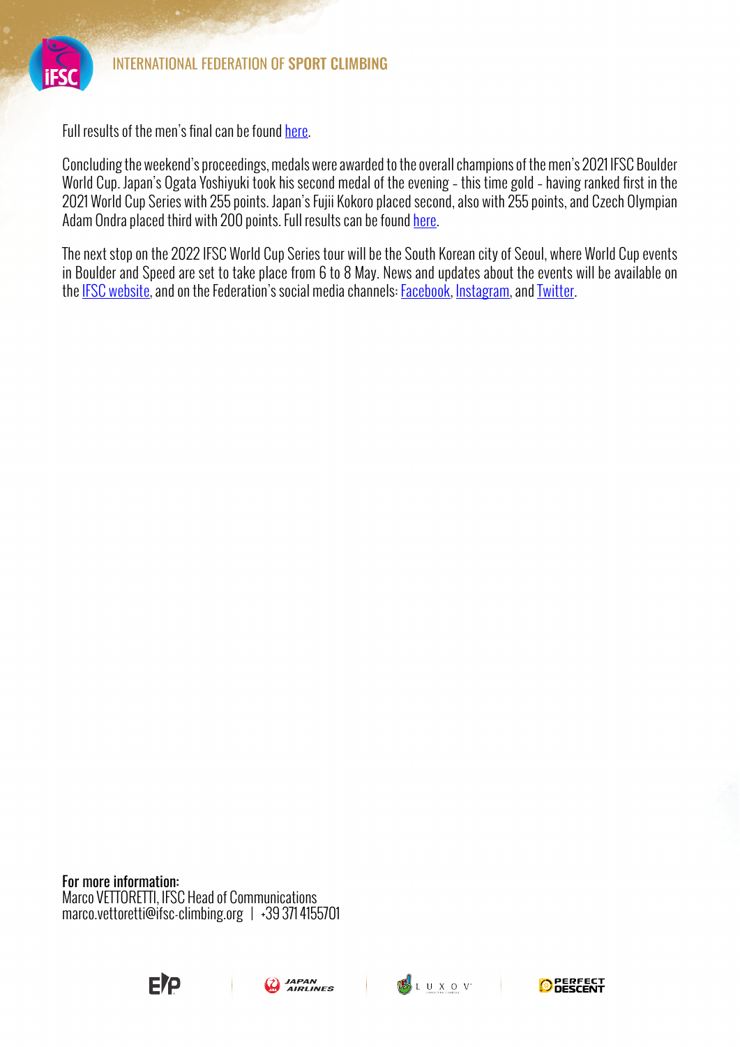Full results of the men's final can be found here.

Concluding the weekend's proceedings, medals were awarded to the overall champions of the men's 2021 IFSC Boulder World Cup. Japan's Ogata Yoshiyuki took his second medal of the evening – this time gold – having ranked first in the 2021 World Cup Series with 255 points. Japan's Fujii Kokoro placed second, also with 255 points, and Czech Olympian Adam Ondra placed third with 200 points. Full results can be found here.

The next stop on the 2022 IFSC World Cup Series tour will be the South Korean city of Seoul, where World Cup events in Boulder and Speed are set to take place from 6 to 8 May. News and updates about the events will be available on the IFSC website, and on the Federation's social media channels: Facebook, Instagram, and Twitter.

**For more information:**
Marco VETTORETTI, IFSC Head of Communications
marco.vettoretti@ifsc-climbing.org | +39 371 4155701